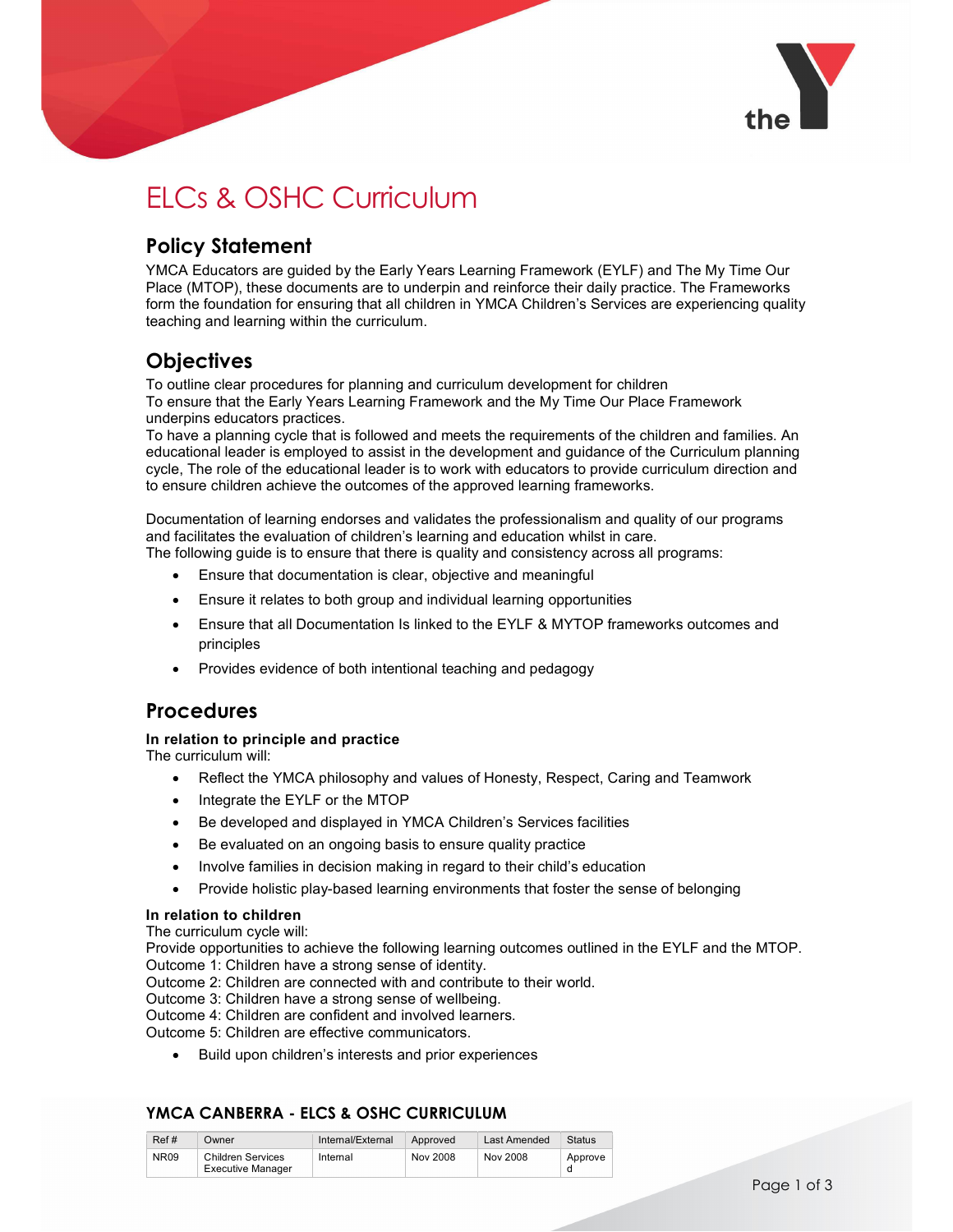# ELCs & OSHC Curriculum

## Policy Statement

YMCA Educators are guided by the Early Years Learning Framework (EYLF) and The My Time Our Place (MTOP), these documents are to underpin and reinforce their daily practice. The Frameworks form the foundation for ensuring that all children in YMCA Children's Services are experiencing quality teaching and learning within the curriculum.

## Objectives

To outline clear procedures for planning and curriculum development for children
To ensure that the Early Years Learning Framework and the My Time Our Place Framework underpins educators practices.
To have a planning cycle that is followed and meets the requirements of the children and families. An educational leader is employed to assist in the development and guidance of the Curriculum planning cycle, The role of the educational leader is to work with educators to provide curriculum direction and to ensure children achieve the outcomes of the approved learning frameworks.

Documentation of learning endorses and validates the professionalism and quality of our programs and facilitates the evaluation of children's learning and education whilst in care.
The following guide is to ensure that there is quality and consistency across all programs:

- Ensure that documentation is clear, objective and meaningful
- Ensure it relates to both group and individual learning opportunities
- Ensure that all Documentation Is linked to the EYLF & MYTOP frameworks outcomes and principles
- Provides evidence of both intentional teaching and pedagogy

## Procedures

**In relation to principle and practice**
The curriculum will:

- Reflect the YMCA philosophy and values of Honesty, Respect, Caring and Teamwork
- Integrate the EYLF or the MTOP
- Be developed and displayed in YMCA Children's Services facilities
- Be evaluated on an ongoing basis to ensure quality practice
- Involve families in decision making in regard to their child's education
- Provide holistic play-based learning environments that foster the sense of belonging

**In relation to children**
The curriculum cycle will:
Provide opportunities to achieve the following learning outcomes outlined in the EYLF and the MTOP.
Outcome 1: Children have a strong sense of identity.
Outcome 2: Children are connected with and contribute to their world.
Outcome 3: Children have a strong sense of wellbeing.
Outcome 4: Children are confident and involved learners.
Outcome 5: Children are effective communicators.

- Build upon children's interests and prior experiences

**YMCA CANBERRA - ELCS & OSHC CURRICULUM**

| Ref # | Owner | Internal/External | Approved | Last Amended | Status |
|---|---|---|---|---|---|
| NR09 | Children Services Executive Manager | Internal | Nov 2008 | Nov 2008 | Approved |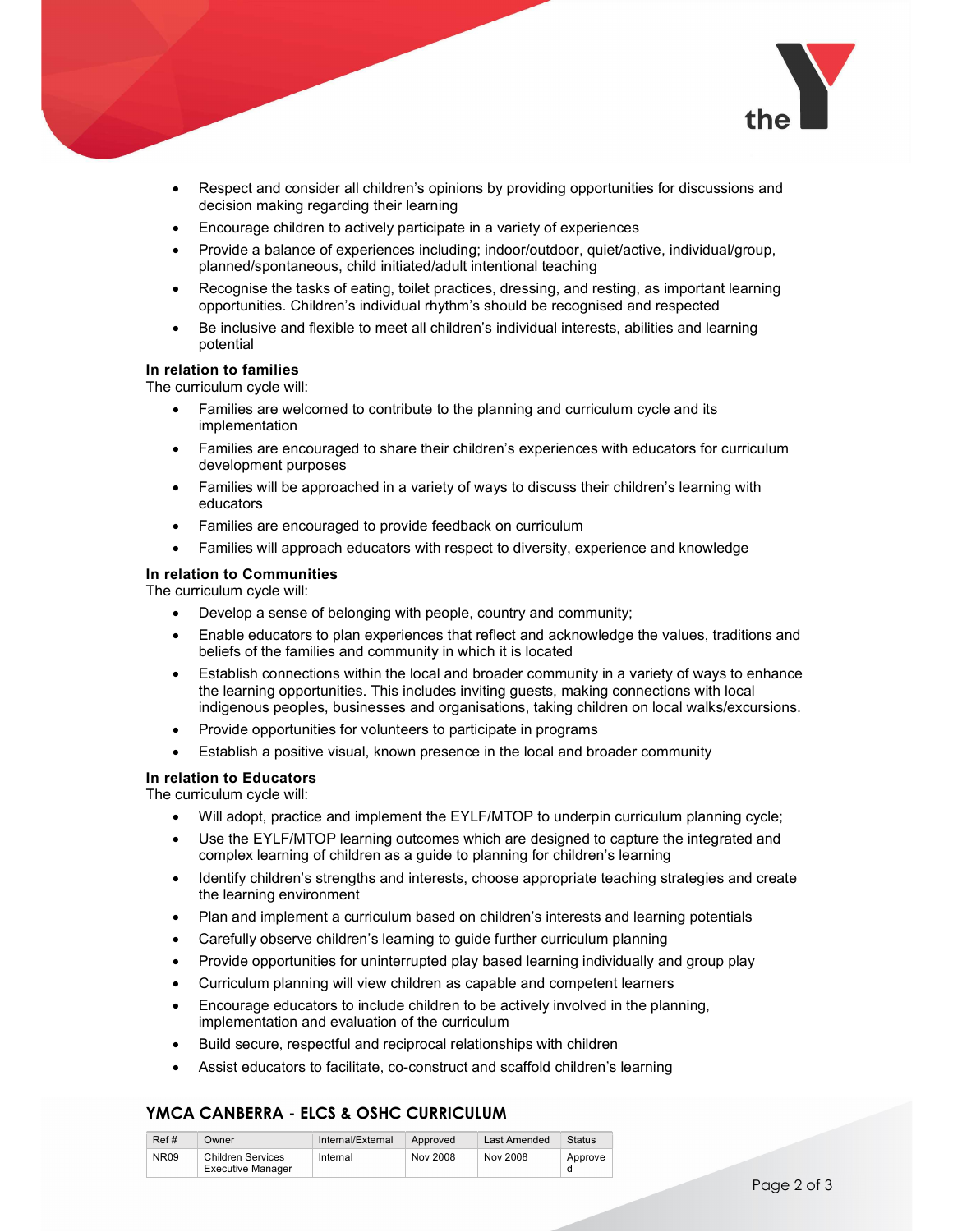- Respect and consider all children's opinions by providing opportunities for discussions and decision making regarding their learning
- Encourage children to actively participate in a variety of experiences
- Provide a balance of experiences including; indoor/outdoor, quiet/active, individual/group, planned/spontaneous, child initiated/adult intentional teaching
- Recognise the tasks of eating, toilet practices, dressing, and resting, as important learning opportunities. Children's individual rhythm's should be recognised and respected
- Be inclusive and flexible to meet all children's individual interests, abilities and learning potential

**In relation to families**

The curriculum cycle will:

- Families are welcomed to contribute to the planning and curriculum cycle and its implementation
- Families are encouraged to share their children's experiences with educators for curriculum development purposes
- Families will be approached in a variety of ways to discuss their children's learning with educators
- Families are encouraged to provide feedback on curriculum
- Families will approach educators with respect to diversity, experience and knowledge

**In relation to Communities**

The curriculum cycle will:

- Develop a sense of belonging with people, country and community;
- Enable educators to plan experiences that reflect and acknowledge the values, traditions and beliefs of the families and community in which it is located
- Establish connections within the local and broader community in a variety of ways to enhance the learning opportunities. This includes inviting guests, making connections with local indigenous peoples, businesses and organisations, taking children on local walks/excursions.
- Provide opportunities for volunteers to participate in programs
- Establish a positive visual, known presence in the local and broader community

**In relation to Educators**

The curriculum cycle will:

- Will adopt, practice and implement the EYLF/MTOP to underpin curriculum planning cycle;
- Use the EYLF/MTOP learning outcomes which are designed to capture the integrated and complex learning of children as a guide to planning for children's learning
- Identify children's strengths and interests, choose appropriate teaching strategies and create the learning environment
- Plan and implement a curriculum based on children's interests and learning potentials
- Carefully observe children's learning to guide further curriculum planning
- Provide opportunities for uninterrupted play based learning individually and group play
- Curriculum planning will view children as capable and competent learners
- Encourage educators to include children to be actively involved in the planning, implementation and evaluation of the curriculum
- Build secure, respectful and reciprocal relationships with children
- Assist educators to facilitate, co-construct and scaffold children's learning

**YMCA CANBERRA - ELCS & OSHC CURRICULUM**

| Ref # | Owner | Internal/External | Approved | Last Amended | Status |
|---|---|---|---|---|---|
| NR09 | Children Services Executive Manager | Internal | Nov 2008 | Nov 2008 | Approved |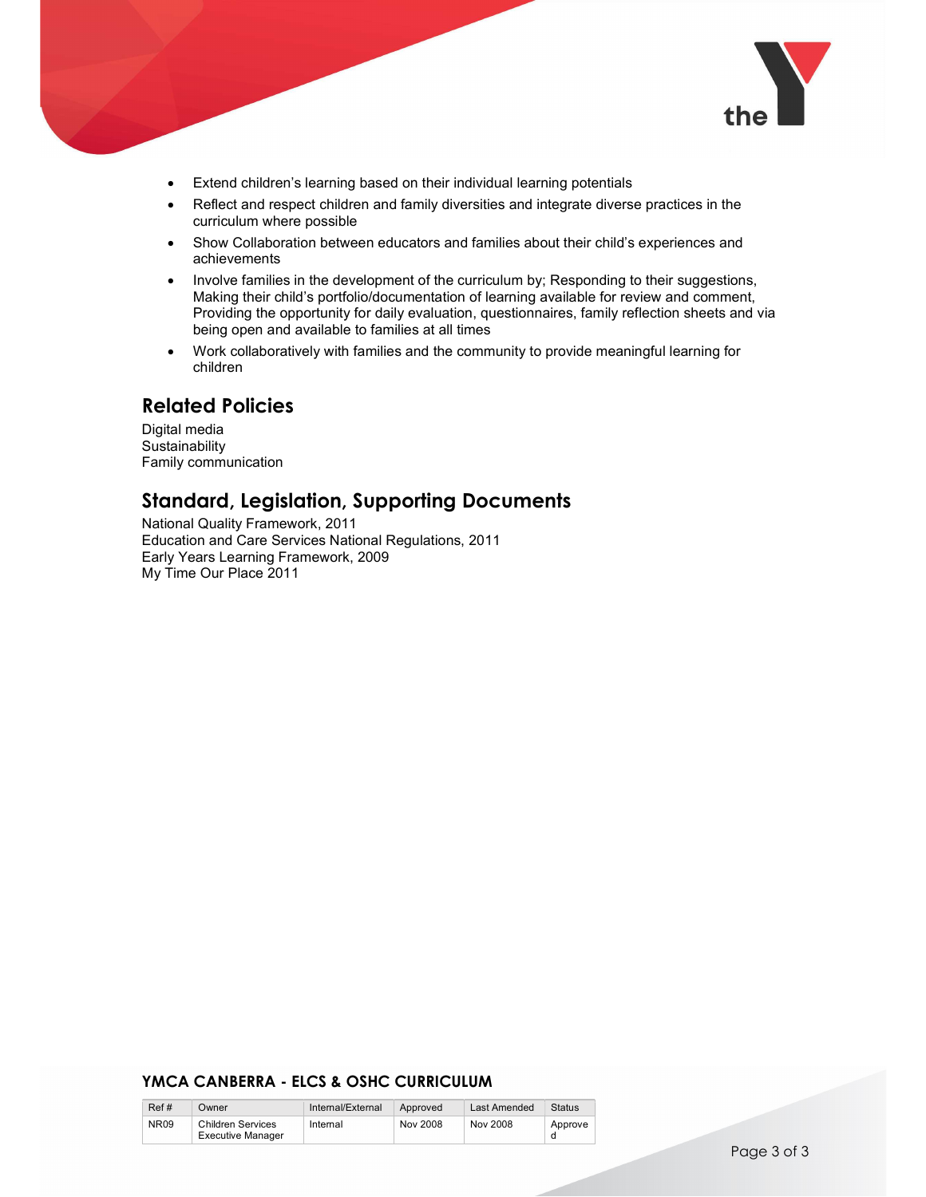- Extend children's learning based on their individual learning potentials
- Reflect and respect children and family diversities and integrate diverse practices in the curriculum where possible
- Show Collaboration between educators and families about their child's experiences and achievements
- Involve families in the development of the curriculum by; Responding to their suggestions, Making their child's portfolio/documentation of learning available for review and comment, Providing the opportunity for daily evaluation, questionnaires, family reflection sheets and via being open and available to families at all times
- Work collaboratively with families and the community to provide meaningful learning for children

## Related Policies

Digital media
Sustainability
Family communication

## Standard, Legislation, Supporting Documents

National Quality Framework, 2011
Education and Care Services National Regulations, 2011
Early Years Learning Framework, 2009
My Time Our Place 2011

**YMCA CANBERRA - ELCS & OSHC CURRICULUM**

| Ref # | Owner | Internal/External | Approved | Last Amended | Status |
|---|---|---|---|---|---|
| NR09 | Children Services Executive Manager | Internal | Nov 2008 | Nov 2008 | Approved |